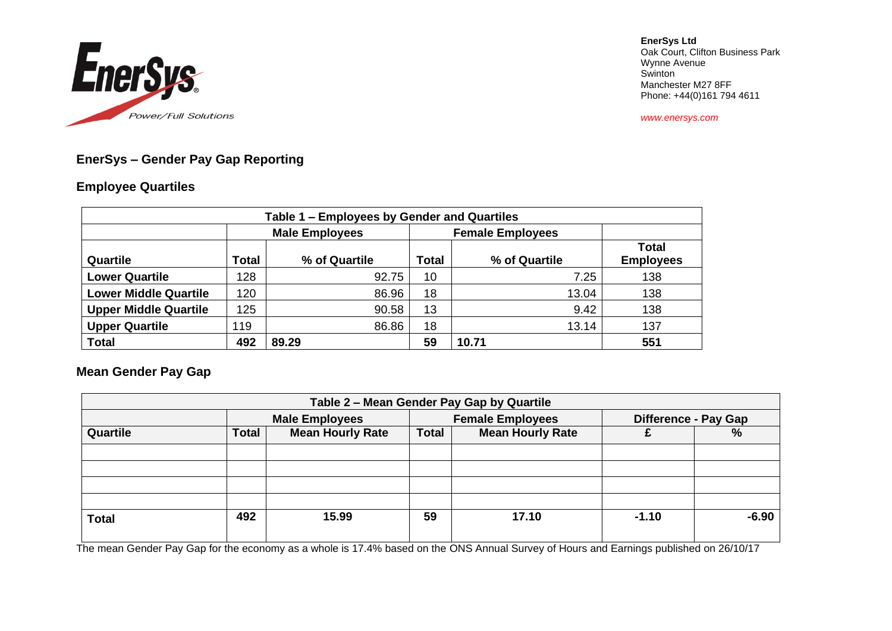EnerSys Power/Full Solutions

**EnerSys Ltd**
Oak Court, Clifton Business Park
Wynne Avenue
Swinton
Manchester M27 8FF
Phone: +44(0)161 794 4611

*www.enersys.com*

## EnerSys – Gender Pay Gap Reporting

### Employee Quartiles

| Table 1 – Employees by Gender and Quartiles | | | | | |
|---|---|---|---|---|---|
| | Male Employees | | Female Employees | | |
| **Quartile** | **Total** | **% of Quartile** | **Total** | **% of Quartile** | **Total Employees** |
| **Lower Quartile** | 128 | 92.75 | 10 | 7.25 | 138 |
| **Lower Middle Quartile** | 120 | 86.96 | 18 | 13.04 | 138 |
| **Upper Middle Quartile** | 125 | 90.58 | 13 | 9.42 | 138 |
| **Upper Quartile** | 119 | 86.86 | 18 | 13.14 | 137 |
| **Total** | **492** | **89.29** | **59** | **10.71** | **551** |

### Mean Gender Pay Gap

| Table 2 – Mean Gender Pay Gap by Quartile | | | | | | |
|---|---|---|---|---|---|---|
| | Male Employees | | Female Employees | | Difference - Pay Gap | |
| **Quartile** | **Total** | **Mean Hourly Rate** | **Total** | **Mean Hourly Rate** | **£** | **%** |
| | | | | | | |
| | | | | | | |
| | | | | | | |
| | | | | | | |
| **Total** | **492** | **15.99** | **59** | **17.10** | **-1.10** | **-6.90** |

The mean Gender Pay Gap for the economy as a whole is 17.4% based on the ONS Annual Survey of Hours and Earnings published on 26/10/17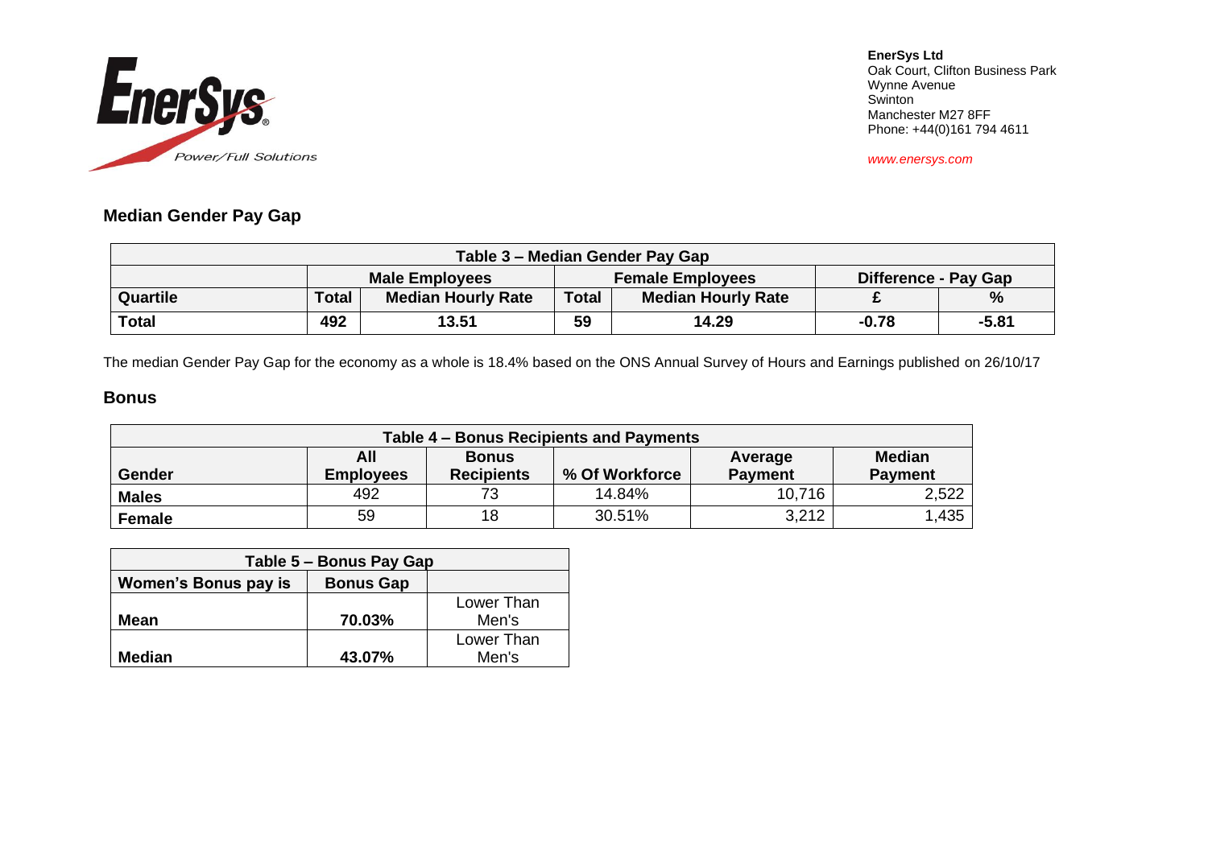**EnerSys Ltd**
Oak Court, Clifton Business Park
Wynne Avenue
Swinton
Manchester M27 8FF
Phone: +44(0)161 794 4611

*www.enersys.com*

## Median Gender Pay Gap

| Table 3 – Median Gender Pay Gap | | | | | | |
|---|---|---|---|---|---|---|
| | **Male Employees** | | **Female Employees** | | **Difference - Pay Gap** | |
| **Quartile** | **Total** | **Median Hourly Rate** | **Total** | **Median Hourly Rate** | **£** | **%** |
| **Total** | **492** | **13.51** | **59** | **14.29** | **-0.78** | **-5.81** |

The median Gender Pay Gap for the economy as a whole is 18.4% based on the ONS Annual Survey of Hours and Earnings published on 26/10/17

## Bonus

| Table 4 – Bonus Recipients and Payments | | | | | |
|---|---|---|---|---|---|
| **Gender** | **All Employees** | **Bonus Recipients** | **% Of Workforce** | **Average Payment** | **Median Payment** |
| **Males** | 492 | 73 | 14.84% | 10,716 | 2,522 |
| **Female** | 59 | 18 | 30.51% | 3,212 | 1,435 |

| Table 5 – Bonus Pay Gap | | |
|---|---|---|
| **Women's Bonus pay is** | **Bonus Gap** | |
| **Mean** | **70.03%** | Lower Than Men's |
| **Median** | **43.07%** | Lower Than Men's |